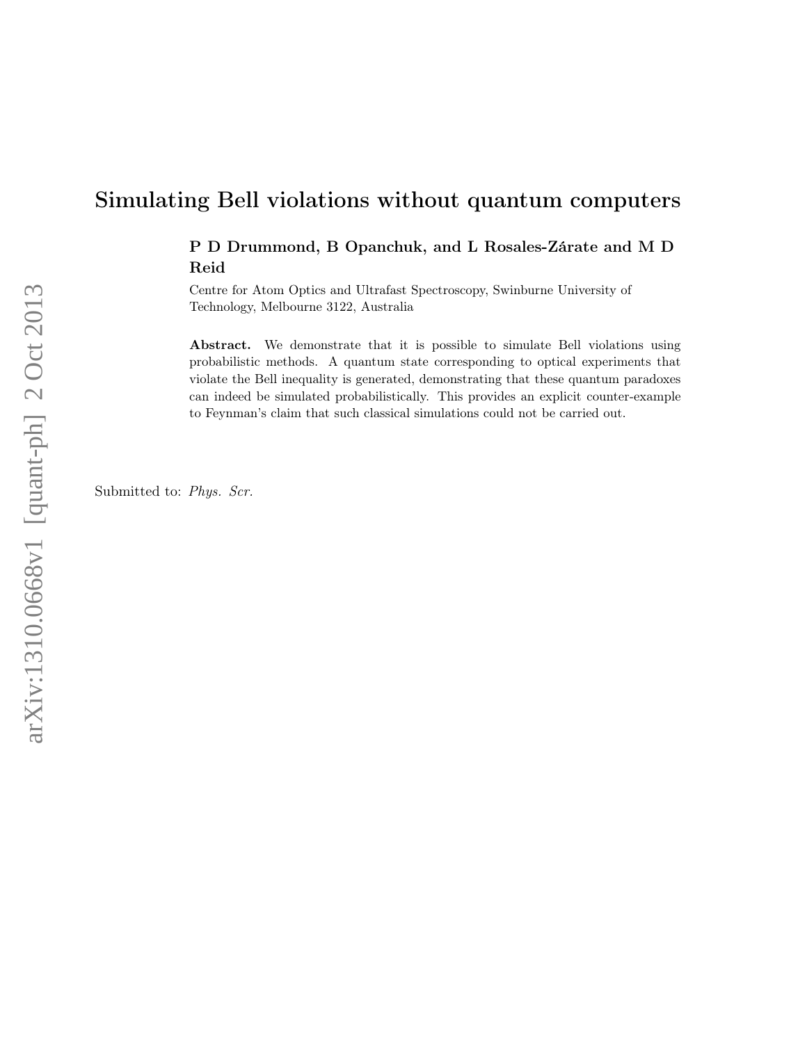# Simulating Bell violations without quantum computers

**P D Drummond, B Opanchuk, and L Rosales-Zárate and M D Reid**

Centre for Atom Optics and Ultrafast Spectroscopy, Swinburne University of Technology, Melbourne 3122, Australia

**Abstract.** We demonstrate that it is possible to simulate Bell violations using probabilistic methods. A quantum state corresponding to optical experiments that violate the Bell inequality is generated, demonstrating that these quantum paradoxes can indeed be simulated probabilistically. This provides an explicit counter-example to Feynman's claim that such classical simulations could not be carried out.

Submitted to: *Phys. Scr.*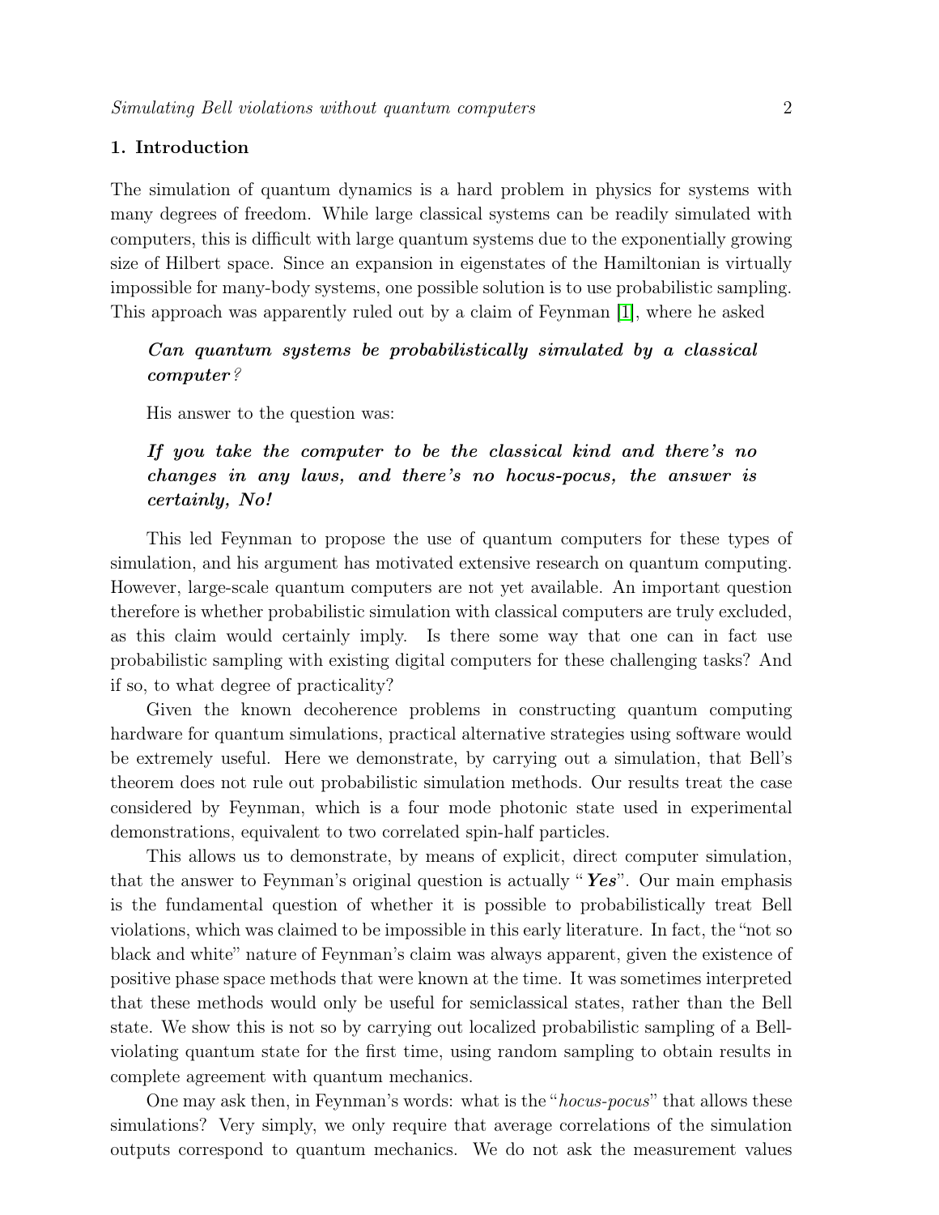## 1. Introduction

The simulation of quantum dynamics is a hard problem in physics for systems with many degrees of freedom. While large classical systems can be readily simulated with computers, this is difficult with large quantum systems due to the exponentially growing size of Hilbert space. Since an expansion in eigenstates of the Hamiltonian is virtually impossible for many-body systems, one possible solution is to use probabilistic sampling. This approach was apparently ruled out by a claim of Feynman [1], where he asked

> ***Can quantum systems be probabilistically simulated by a classical computer?***
>
> His answer to the question was:
>
> ***If you take the computer to be the classical kind and there's no changes in any laws, and there's no hocus-pocus, the answer is certainly, No!***

This led Feynman to propose the use of quantum computers for these types of simulation, and his argument has motivated extensive research on quantum computing. However, large-scale quantum computers are not yet available. An important question therefore is whether probabilistic simulation with classical computers are truly excluded, as this claim would certainly imply. Is there some way that one can in fact use probabilistic sampling with existing digital computers for these challenging tasks? And if so, to what degree of practicality?

Given the known decoherence problems in constructing quantum computing hardware for quantum simulations, practical alternative strategies using software would be extremely useful. Here we demonstrate, by carrying out a simulation, that Bell's theorem does not rule out probabilistic simulation methods. Our results treat the case considered by Feynman, which is a four mode photonic state used in experimental demonstrations, equivalent to two correlated spin-half particles.

This allows us to demonstrate, by means of explicit, direct computer simulation, that the answer to Feynman's original question is actually "***Yes***". Our main emphasis is the fundamental question of whether it is possible to probabilistically treat Bell violations, which was claimed to be impossible in this early literature. In fact, the "not so black and white" nature of Feynman's claim was always apparent, given the existence of positive phase space methods that were known at the time. It was sometimes interpreted that these methods would only be useful for semiclassical states, rather than the Bell state. We show this is not so by carrying out localized probabilistic sampling of a Bell-violating quantum state for the first time, using random sampling to obtain results in complete agreement with quantum mechanics.

One may ask then, in Feynman's words: what is the "*hocus-pocus*" that allows these simulations? Very simply, we only require that average correlations of the simulation outputs correspond to quantum mechanics. We do not ask the measurement values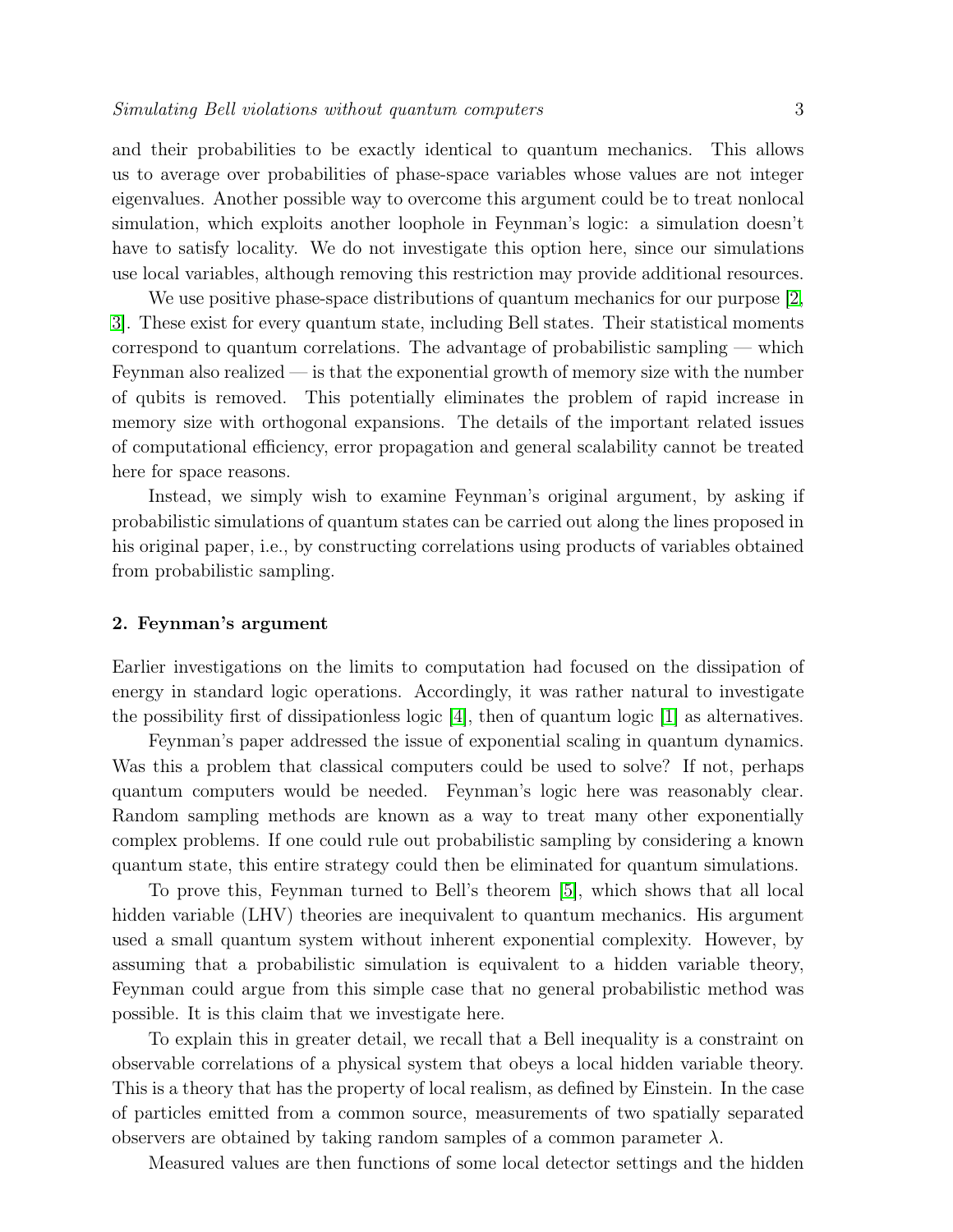and their probabilities to be exactly identical to quantum mechanics. This allows us to average over probabilities of phase-space variables whose values are not integer eigenvalues. Another possible way to overcome this argument could be to treat nonlocal simulation, which exploits another loophole in Feynman's logic: a simulation doesn't have to satisfy locality. We do not investigate this option here, since our simulations use local variables, although removing this restriction may provide additional resources.

We use positive phase-space distributions of quantum mechanics for our purpose [2, 3]. These exist for every quantum state, including Bell states. Their statistical moments correspond to quantum correlations. The advantage of probabilistic sampling — which Feynman also realized — is that the exponential growth of memory size with the number of qubits is removed. This potentially eliminates the problem of rapid increase in memory size with orthogonal expansions. The details of the important related issues of computational efficiency, error propagation and general scalability cannot be treated here for space reasons.

Instead, we simply wish to examine Feynman's original argument, by asking if probabilistic simulations of quantum states can be carried out along the lines proposed in his original paper, i.e., by constructing correlations using products of variables obtained from probabilistic sampling.

## 2. Feynman's argument

Earlier investigations on the limits to computation had focused on the dissipation of energy in standard logic operations. Accordingly, it was rather natural to investigate the possibility first of dissipationless logic [4], then of quantum logic [1] as alternatives.

Feynman's paper addressed the issue of exponential scaling in quantum dynamics. Was this a problem that classical computers could be used to solve? If not, perhaps quantum computers would be needed. Feynman's logic here was reasonably clear. Random sampling methods are known as a way to treat many other exponentially complex problems. If one could rule out probabilistic sampling by considering a known quantum state, this entire strategy could then be eliminated for quantum simulations.

To prove this, Feynman turned to Bell's theorem [5], which shows that all local hidden variable (LHV) theories are inequivalent to quantum mechanics. His argument used a small quantum system without inherent exponential complexity. However, by assuming that a probabilistic simulation is equivalent to a hidden variable theory, Feynman could argue from this simple case that no general probabilistic method was possible. It is this claim that we investigate here.

To explain this in greater detail, we recall that a Bell inequality is a constraint on observable correlations of a physical system that obeys a local hidden variable theory. This is a theory that has the property of local realism, as defined by Einstein. In the case of particles emitted from a common source, measurements of two spatially separated observers are obtained by taking random samples of a common parameter $\lambda$.

Measured values are then functions of some local detector settings and the hidden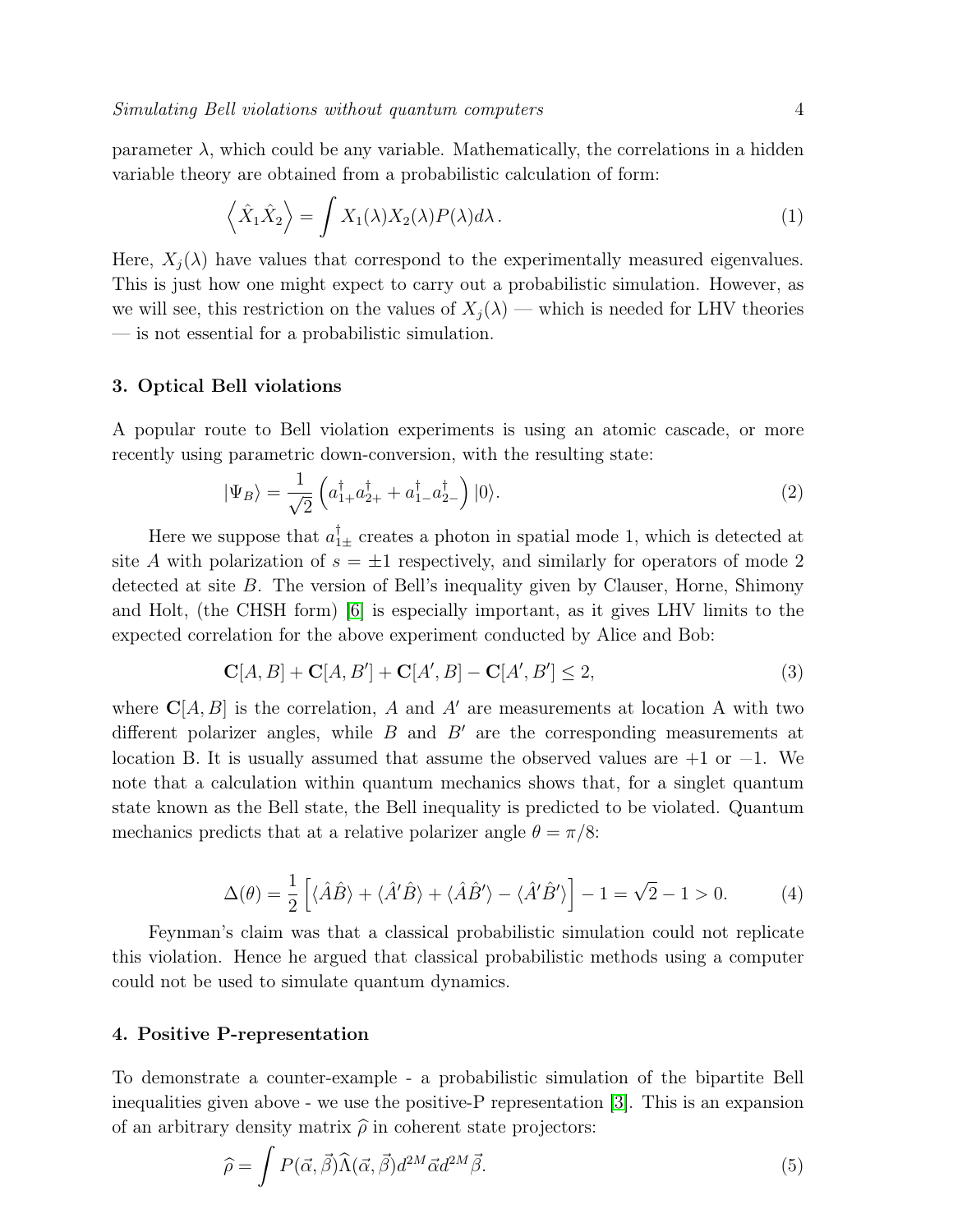parameter $\lambda$, which could be any variable. Mathematically, the correlations in a hidden variable theory are obtained from a probabilistic calculation of form:

$$\left\langle \hat{X}_1 \hat{X}_2 \right\rangle = \int X_1(\lambda) X_2(\lambda) P(\lambda) d\lambda \,. \tag{1}$$

Here, $X_j(\lambda)$ have values that correspond to the experimentally measured eigenvalues. This is just how one might expect to carry out a probabilistic simulation. However, as we will see, this restriction on the values of $X_j(\lambda)$ — which is needed for LHV theories — is not essential for a probabilistic simulation.

## 3. Optical Bell violations

A popular route to Bell violation experiments is using an atomic cascade, or more recently using parametric down-conversion, with the resulting state:

$$|\Psi_B\rangle = \frac{1}{\sqrt{2}} \left( a^\dagger_{1+} a^\dagger_{2+} + a^\dagger_{1-} a^\dagger_{2-} \right) |0\rangle. \tag{2}$$

Here we suppose that $a^\dagger_{1\pm}$ creates a photon in spatial mode 1, which is detected at site $A$ with polarization of $s = \pm 1$ respectively, and similarly for operators of mode 2 detected at site $B$. The version of Bell's inequality given by Clauser, Horne, Shimony and Holt, (the CHSH form) [6] is especially important, as it gives LHV limits to the expected correlation for the above experiment conducted by Alice and Bob:

$$\mathbf{C}[A, B] + \mathbf{C}[A, B'] + \mathbf{C}[A', B] - \mathbf{C}[A', B'] \le 2, \tag{3}$$

where $\mathbf{C}[A, B]$ is the correlation, $A$ and $A'$ are measurements at location A with two different polarizer angles, while $B$ and $B'$ are the corresponding measurements at location B. It is usually assumed that assume the observed values are +1 or −1. We note that a calculation within quantum mechanics shows that, for a singlet quantum state known as the Bell state, the Bell inequality is predicted to be violated. Quantum mechanics predicts that at a relative polarizer angle $\theta = \pi/8$:

$$\Delta(\theta) = \frac{1}{2} \left[ \langle \hat{A}\hat{B} \rangle + \langle \hat{A}'\hat{B} \rangle + \langle \hat{A}\hat{B}' \rangle - \langle \hat{A}'\hat{B}' \rangle \right] - 1 = \sqrt{2} - 1 > 0. \tag{4}$$

Feynman's claim was that a classical probabilistic simulation could not replicate this violation. Hence he argued that classical probabilistic methods using a computer could not be used to simulate quantum dynamics.

## 4. Positive P-representation

To demonstrate a counter-example - a probabilistic simulation of the bipartite Bell inequalities given above - we use the positive-P representation [3]. This is an expansion of an arbitrary density matrix $\widehat{\rho}$ in coherent state projectors:

$$\widehat{\rho} = \int P(\vec{\alpha}, \vec{\beta}) \widehat{\Lambda}(\vec{\alpha}, \vec{\beta}) d^{2M} \vec{\alpha} d^{2M} \vec{\beta}. \tag{5}$$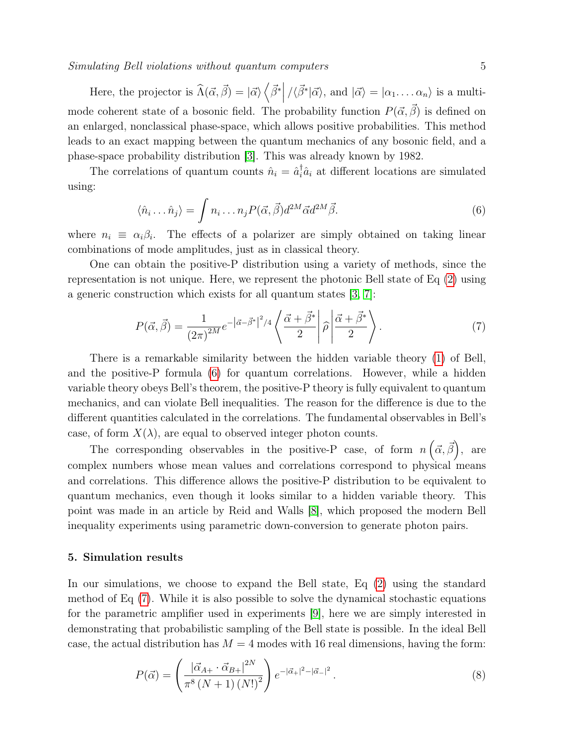Here, the projector is $\widehat{\Lambda}(\vec{\alpha},\vec{\beta}) = |\vec{\alpha}\rangle \left\langle \vec{\beta}^{*}\right| / \langle \vec{\beta}^{*}|\vec{\alpha}\rangle$, and $|\vec{\alpha}\rangle = |\alpha_1 \ldots \alpha_n\rangle$ is a multi-mode coherent state of a bosonic field. The probability function $P(\vec{\alpha},\vec{\beta})$ is defined on an enlarged, nonclassical phase-space, which allows positive probabilities. This method leads to an exact mapping between the quantum mechanics of any bosonic field, and a phase-space probability distribution [3]. This was already known by 1982.

The correlations of quantum counts $\hat{n}_i = \hat{a}_i^{\dagger}\hat{a}_i$ at different locations are simulated using:

$$\langle \hat{n}_i \ldots \hat{n}_j \rangle = \int n_i \ldots n_j P(\vec{\alpha},\vec{\beta}) d^{2M}\vec{\alpha} d^{2M}\vec{\beta}. \tag{6}$$

where $n_i \equiv \alpha_i \beta_i$. The effects of a polarizer are simply obtained on taking linear combinations of mode amplitudes, just as in classical theory.

One can obtain the positive-P distribution using a variety of methods, since the representation is not unique. Here, we represent the photonic Bell state of Eq (2) using a generic construction which exists for all quantum states [3, 7]:

$$P(\vec{\alpha},\vec{\beta}) = \frac{1}{(2\pi)^{2M}} e^{-\left|\vec{\alpha}-\vec{\beta}^{*}\right|^{2}/4} \left\langle \frac{\vec{\alpha}+\vec{\beta}^{*}}{2} \right| \widehat{\rho} \left| \frac{\vec{\alpha}+\vec{\beta}^{*}}{2} \right\rangle . \tag{7}$$

There is a remarkable similarity between the hidden variable theory (1) of Bell, and the positive-P formula (6) for quantum correlations. However, while a hidden variable theory obeys Bell's theorem, the positive-P theory is fully equivalent to quantum mechanics, and can violate Bell inequalities. The reason for the difference is due to the different quantities calculated in the correlations. The fundamental observables in Bell's case, of form $X(\lambda)$, are equal to observed integer photon counts.

The corresponding observables in the positive-P case, of form $n\left(\vec{\alpha},\vec{\beta}\right)$, are complex numbers whose mean values and correlations correspond to physical means and correlations. This difference allows the positive-P distribution to be equivalent to quantum mechanics, even though it looks similar to a hidden variable theory. This point was made in an article by Reid and Walls [8], which proposed the modern Bell inequality experiments using parametric down-conversion to generate photon pairs.

## 5. Simulation results

In our simulations, we choose to expand the Bell state, Eq (2) using the standard method of Eq (7). While it is also possible to solve the dynamical stochastic equations for the parametric amplifier used in experiments [9], here we are simply interested in demonstrating that probabilistic sampling of the Bell state is possible. In the ideal Bell case, the actual distribution has $M = 4$ modes with 16 real dimensions, having the form:

$$P(\vec{\alpha}) = \left( \frac{\left|\vec{\alpha}_{A+} \cdot \vec{\alpha}_{B+}\right|^{2N}}{\pi^{8}\left(N+1\right)\left(N!\right)^{2}} \right) e^{-\left|\vec{\alpha}_{+}\right|^{2} - \left|\vec{\alpha}_{-}\right|^{2}} . \tag{8}$$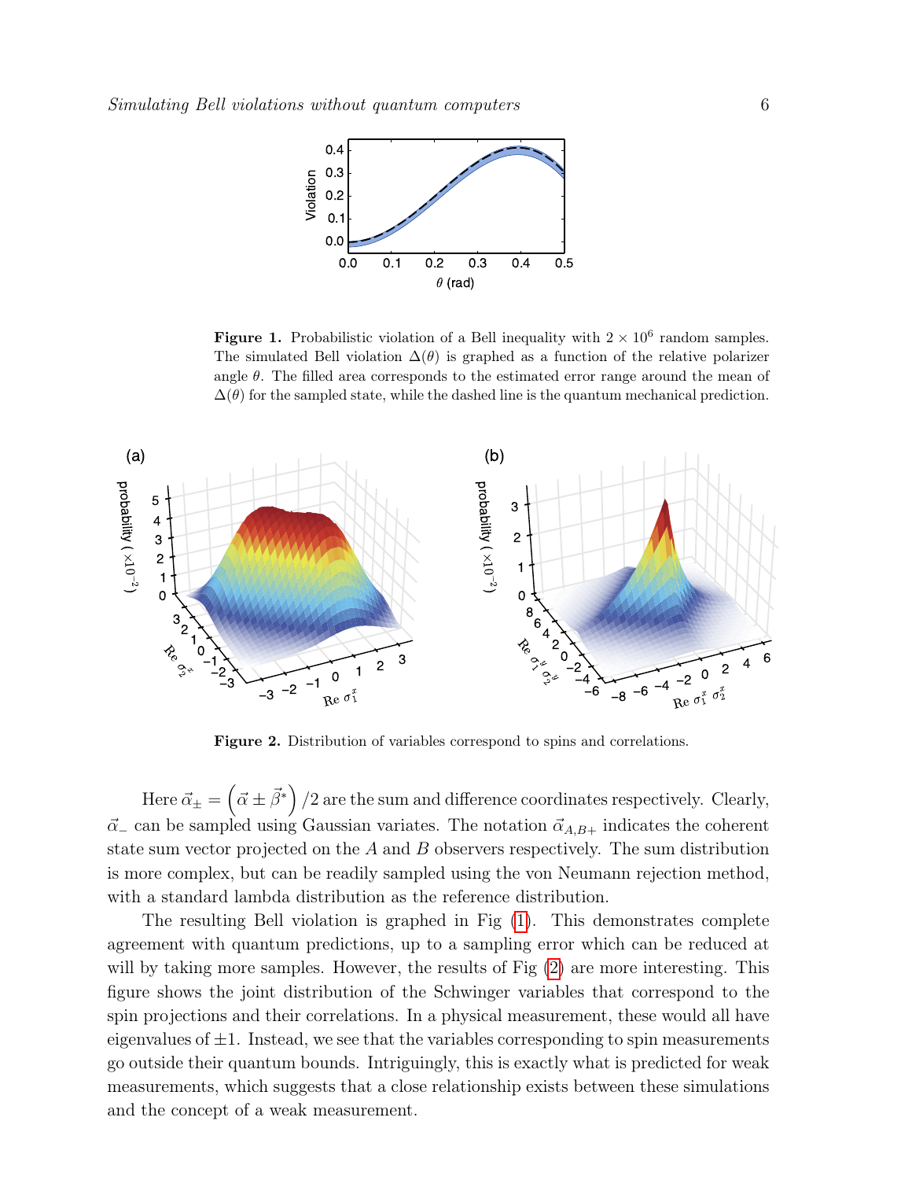**Figure 1.** Probabilistic violation of a Bell inequality with $2 \times 10^6$ random samples. The simulated Bell violation $\Delta(\theta)$ is graphed as a function of the relative polarizer angle $\theta$. The filled area corresponds to the estimated error range around the mean of $\Delta(\theta)$ for the sampled state, while the dashed line is the quantum mechanical prediction.

**Figure 2.** Distribution of variables correspond to spins and correlations.

Here $\vec{\alpha}_{\pm} = \left(\vec{\alpha} \pm \vec{\beta}^*\right)/2$ are the sum and difference coordinates respectively. Clearly, $\vec{\alpha}_-$ can be sampled using Gaussian variates. The notation $\vec{\alpha}_{A,B+}$ indicates the coherent state sum vector projected on the $A$ and $B$ observers respectively. The sum distribution is more complex, but can be readily sampled using the von Neumann rejection method, with a standard lambda distribution as the reference distribution.

The resulting Bell violation is graphed in Fig (1). This demonstrates complete agreement with quantum predictions, up to a sampling error which can be reduced at will by taking more samples. However, the results of Fig (2) are more interesting. This figure shows the joint distribution of the Schwinger variables that correspond to the spin projections and their correlations. In a physical measurement, these would all have eigenvalues of $\pm 1$. Instead, we see that the variables corresponding to spin measurements go outside their quantum bounds. Intriguingly, this is exactly what is predicted for weak measurements, which suggests that a close relationship exists between these simulations and the concept of a weak measurement.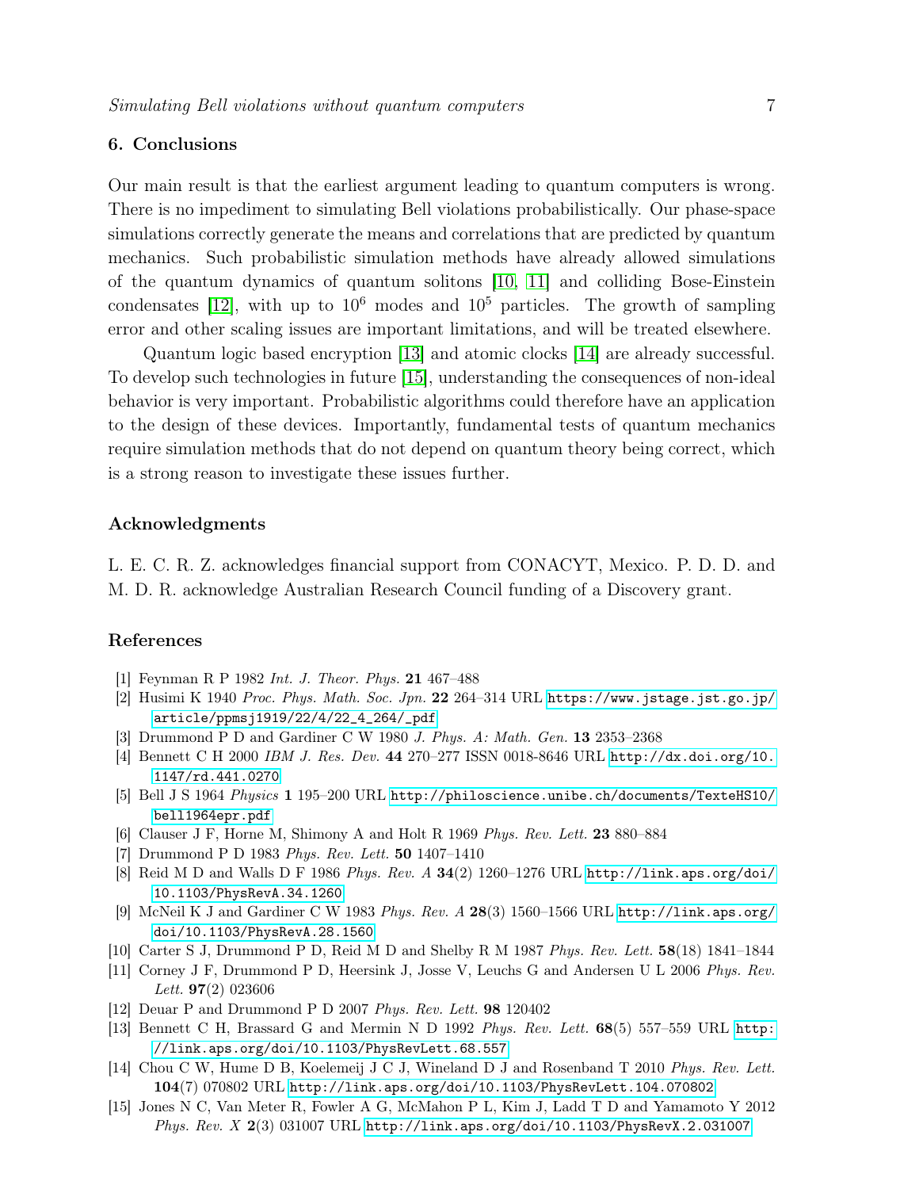## 6. Conclusions

Our main result is that the earliest argument leading to quantum computers is wrong. There is no impediment to simulating Bell violations probabilistically. Our phase-space simulations correctly generate the means and correlations that are predicted by quantum mechanics. Such probabilistic simulation methods have already allowed simulations of the quantum dynamics of quantum solitons [10, 11] and colliding Bose-Einstein condensates [12], with up to $10^6$ modes and $10^5$ particles. The growth of sampling error and other scaling issues are important limitations, and will be treated elsewhere.

Quantum logic based encryption [13] and atomic clocks [14] are already successful. To develop such technologies in future [15], understanding the consequences of non-ideal behavior is very important. Probabilistic algorithms could therefore have an application to the design of these devices. Importantly, fundamental tests of quantum mechanics require simulation methods that do not depend on quantum theory being correct, which is a strong reason to investigate these issues further.

### Acknowledgments

L. E. C. R. Z. acknowledges financial support from CONACYT, Mexico. P. D. D. and M. D. R. acknowledge Australian Research Council funding of a Discovery grant.

### References

[1] Feynman R P 1982 *Int. J. Theor. Phys.* **21** 467–488

[2] Husimi K 1940 *Proc. Phys. Math. Soc. Jpn.* **22** 264–314 URL https://www.jstage.jst.go.jp/article/ppmsj1919/22/4/22_4_264/_pdf

[3] Drummond P D and Gardiner C W 1980 *J. Phys. A: Math. Gen.* **13** 2353–2368

[4] Bennett C H 2000 *IBM J. Res. Dev.* **44** 270–277 ISSN 0018-8646 URL http://dx.doi.org/10.1147/rd.441.0270

[5] Bell J S 1964 *Physics* **1** 195–200 URL http://philoscience.unibe.ch/documents/TexteHS10/bell1964epr.pdf

[6] Clauser J F, Horne M, Shimony A and Holt R 1969 *Phys. Rev. Lett.* **23** 880–884

[7] Drummond P D 1983 *Phys. Rev. Lett.* **50** 1407–1410

[8] Reid M D and Walls D F 1986 *Phys. Rev. A* **34**(2) 1260–1276 URL http://link.aps.org/doi/10.1103/PhysRevA.34.1260

[9] McNeil K J and Gardiner C W 1983 *Phys. Rev. A* **28**(3) 1560–1566 URL http://link.aps.org/doi/10.1103/PhysRevA.28.1560

[10] Carter S J, Drummond P D, Reid M D and Shelby R M 1987 *Phys. Rev. Lett.* **58**(18) 1841–1844

[11] Corney J F, Drummond P D, Heersink J, Josse V, Leuchs G and Andersen U L 2006 *Phys. Rev. Lett.* **97**(2) 023606

[12] Deuar P and Drummond P D 2007 *Phys. Rev. Lett.* **98** 120402

[13] Bennett C H, Brassard G and Mermin N D 1992 *Phys. Rev. Lett.* **68**(5) 557–559 URL http://link.aps.org/doi/10.1103/PhysRevLett.68.557

[14] Chou C W, Hume D B, Koelemeij J C J, Wineland D J and Rosenband T 2010 *Phys. Rev. Lett.* **104**(7) 070802 URL http://link.aps.org/doi/10.1103/PhysRevLett.104.070802

[15] Jones N C, Van Meter R, Fowler A G, McMahon P L, Kim J, Ladd T D and Yamamoto Y 2012 *Phys. Rev. X* **2**(3) 031007 URL http://link.aps.org/doi/10.1103/PhysRevX.2.031007